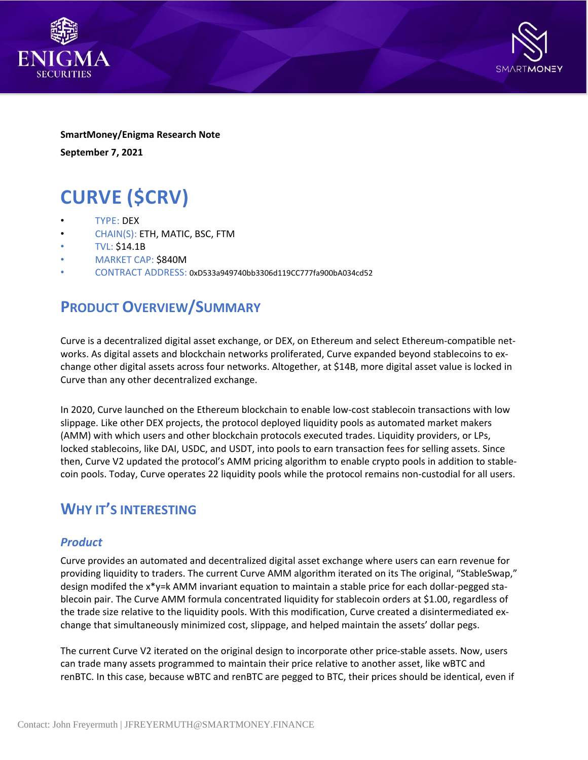**SmartMoney/Enigma Research Note**

**September 7, 2021**

# CURVE ($CRV)

- TYPE: DEX
- CHAIN(S): ETH, MATIC, BSC, FTM
- TVL: $14.1B
- MARKET CAP: $840M
- CONTRACT ADDRESS: 0xD533a949740bb3306d119CC777fa900bA034cd52

## PRODUCT OVERVIEW/SUMMARY

Curve is a decentralized digital asset exchange, or DEX, on Ethereum and select Ethereum-compatible networks. As digital assets and blockchain networks proliferated, Curve expanded beyond stablecoins to exchange other digital assets across four networks. Altogether, at $14B, more digital asset value is locked in Curve than any other decentralized exchange.

In 2020, Curve launched on the Ethereum blockchain to enable low-cost stablecoin transactions with low slippage. Like other DEX projects, the protocol deployed liquidity pools as automated market makers (AMM) with which users and other blockchain protocols executed trades. Liquidity providers, or LPs, locked stablecoins, like DAI, USDC, and USDT, into pools to earn transaction fees for selling assets. Since then, Curve V2 updated the protocol's AMM pricing algorithm to enable crypto pools in addition to stablecoin pools. Today, Curve operates 22 liquidity pools while the protocol remains non-custodial for all users.

## WHY IT'S INTERESTING

### *Product*

Curve provides an automated and decentralized digital asset exchange where users can earn revenue for providing liquidity to traders. The current Curve AMM algorithm iterated on its The original, "StableSwap," design modifed the x*y=k AMM invariant equation to maintain a stable price for each dollar-pegged stablecoin pair. The Curve AMM formula concentrated liquidity for stablecoin orders at $1.00, regardless of the trade size relative to the liquidity pools. With this modification, Curve created a disintermediated exchange that simultaneously minimized cost, slippage, and helped maintain the assets' dollar pegs.

The current Curve V2 iterated on the original design to incorporate other price-stable assets. Now, users can trade many assets programmed to maintain their price relative to another asset, like wBTC and renBTC. In this case, because wBTC and renBTC are pegged to BTC, their prices should be identical, even if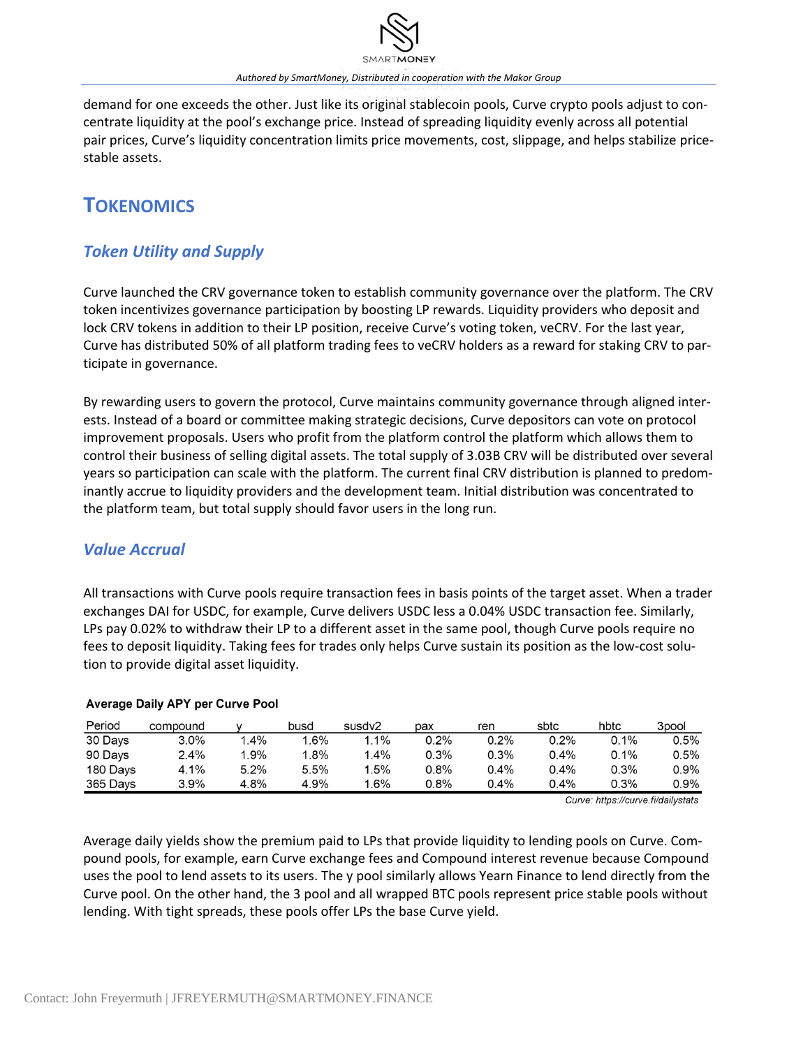demand for one exceeds the other. Just like its original stablecoin pools, Curve crypto pools adjust to concentrate liquidity at the pool's exchange price. Instead of spreading liquidity evenly across all potential pair prices, Curve's liquidity concentration limits price movements, cost, slippage, and helps stabilize price-stable assets.

# TOKENOMICS

## *Token Utility and Supply*

Curve launched the CRV governance token to establish community governance over the platform. The CRV token incentivizes governance participation by boosting LP rewards. Liquidity providers who deposit and lock CRV tokens in addition to their LP position, receive Curve's voting token, veCRV. For the last year, Curve has distributed 50% of all platform trading fees to veCRV holders as a reward for staking CRV to participate in governance.

By rewarding users to govern the protocol, Curve maintains community governance through aligned interests. Instead of a board or committee making strategic decisions, Curve depositors can vote on protocol improvement proposals. Users who profit from the platform control the platform which allows them to control their business of selling digital assets. The total supply of 3.03B CRV will be distributed over several years so participation can scale with the platform. The current final CRV distribution is planned to predominantly accrue to liquidity providers and the development team. Initial distribution was concentrated to the platform team, but total supply should favor users in the long run.

## *Value Accrual*

All transactions with Curve pools require transaction fees in basis points of the target asset. When a trader exchanges DAI for USDC, for example, Curve delivers USDC less a 0.04% USDC transaction fee. Similarly, LPs pay 0.02% to withdraw their LP to a different asset in the same pool, though Curve pools require no fees to deposit liquidity. Taking fees for trades only helps Curve sustain its position as the low-cost solution to provide digital asset liquidity.

**Average Daily APY per Curve Pool**

| Period | compound | y | busd | susdv2 | pax | ren | sbtc | hbtc | 3pool |
|---|---|---|---|---|---|---|---|---|---|
| 30 Days | 3.0% | 1.4% | 1.6% | 1.1% | 0.2% | 0.2% | 0.2% | 0.1% | 0.5% |
| 90 Days | 2.4% | 1.9% | 1.8% | 1.4% | 0.3% | 0.3% | 0.4% | 0.1% | 0.5% |
| 180 Days | 4.1% | 5.2% | 5.5% | 1.5% | 0.8% | 0.4% | 0.4% | 0.3% | 0.9% |
| 365 Days | 3.9% | 4.8% | 4.9% | 1.6% | 0.8% | 0.4% | 0.4% | 0.3% | 0.9% |

*Curve: https://curve.fi/dailystats*

Average daily yields show the premium paid to LPs that provide liquidity to lending pools on Curve. Compound pools, for example, earn Curve exchange fees and Compound interest revenue because Compound uses the pool to lend assets to its users. The y pool similarly allows Yearn Finance to lend directly from the Curve pool. On the other hand, the 3 pool and all wrapped BTC pools represent price stable pools without lending. With tight spreads, these pools offer LPs the base Curve yield.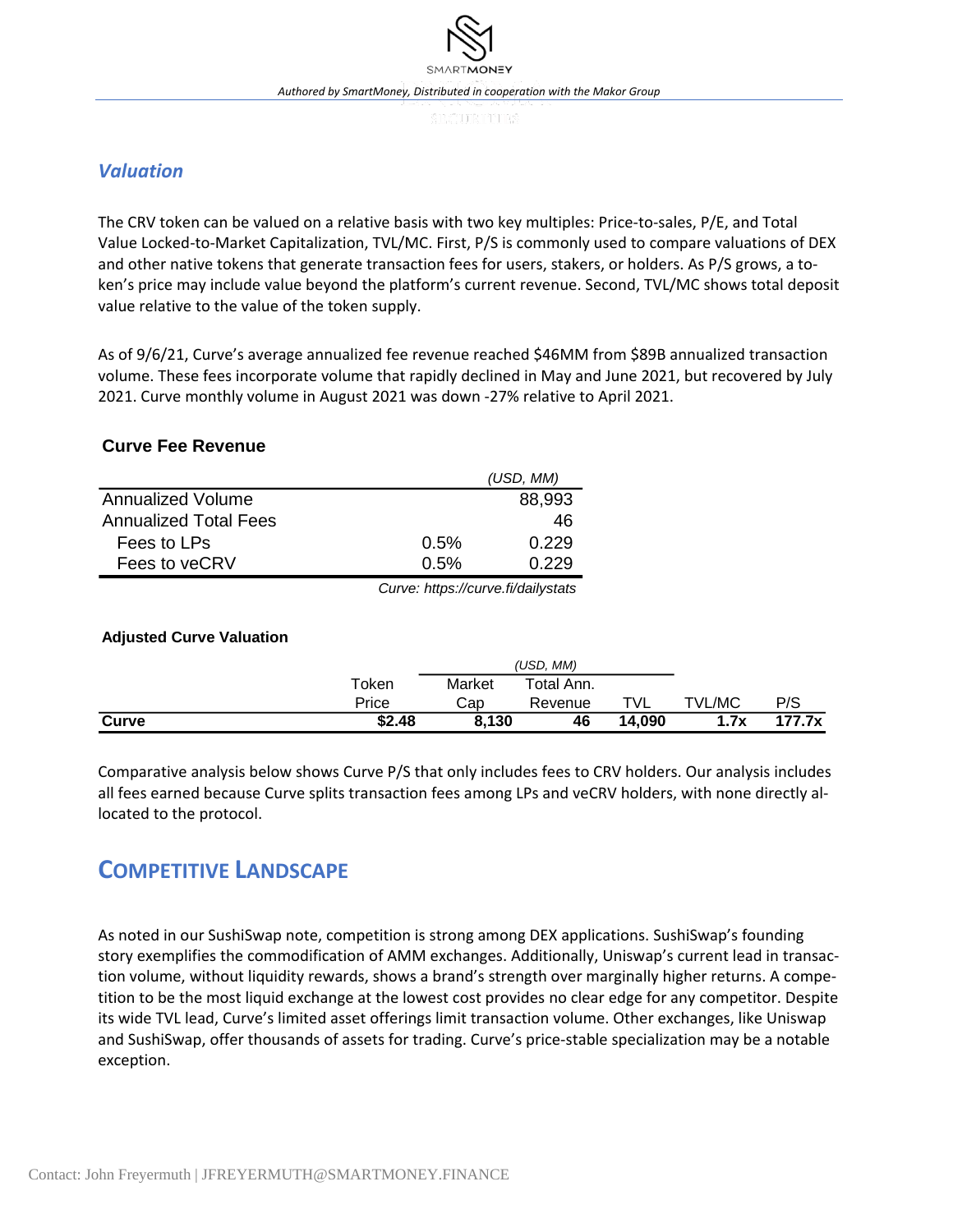## *Valuation*

The CRV token can be valued on a relative basis with two key multiples: Price-to-sales, P/E, and Total Value Locked-to-Market Capitalization, TVL/MC. First, P/S is commonly used to compare valuations of DEX and other native tokens that generate transaction fees for users, stakers, or holders. As P/S grows, a token's price may include value beyond the platform's current revenue. Second, TVL/MC shows total deposit value relative to the value of the token supply.

As of 9/6/21, Curve's average annualized fee revenue reached $46MM from $89B annualized transaction volume. These fees incorporate volume that rapidly declined in May and June 2021, but recovered by July 2021. Curve monthly volume in August 2021 was down -27% relative to April 2021.

**Curve Fee Revenue**

| | | *(USD, MM)* |
|---|---|---|
| Annualized Volume | | 88,993 |
| Annualized Total Fees | | 46 |
| Fees to LPs | 0.5% | 0.229 |
| Fees to veCRV | 0.5% | 0.229 |

*Curve: https://curve.fi/dailystats*

**Adjusted Curve Valuation**

| | Token Price | Market Cap *(USD, MM)* | Total Ann. Revenue *(USD, MM)* | TVL *(USD, MM)* | TVL/MC | P/S |
|---|---|---|---|---|---|---|
| **Curve** | **$2.48** | **8,130** | **46** | **14,090** | **1.7x** | **177.7x** |

Comparative analysis below shows Curve P/S that only includes fees to CRV holders. Our analysis includes all fees earned because Curve splits transaction fees among LPs and veCRV holders, with none directly allocated to the protocol.

# COMPETITIVE LANDSCAPE

As noted in our SushiSwap note, competition is strong among DEX applications. SushiSwap's founding story exemplifies the commodification of AMM exchanges. Additionally, Uniswap's current lead in transaction volume, without liquidity rewards, shows a brand's strength over marginally higher returns. A competition to be the most liquid exchange at the lowest cost provides no clear edge for any competitor. Despite its wide TVL lead, Curve's limited asset offerings limit transaction volume. Other exchanges, like Uniswap and SushiSwap, offer thousands of assets for trading. Curve's price-stable specialization may be a notable exception.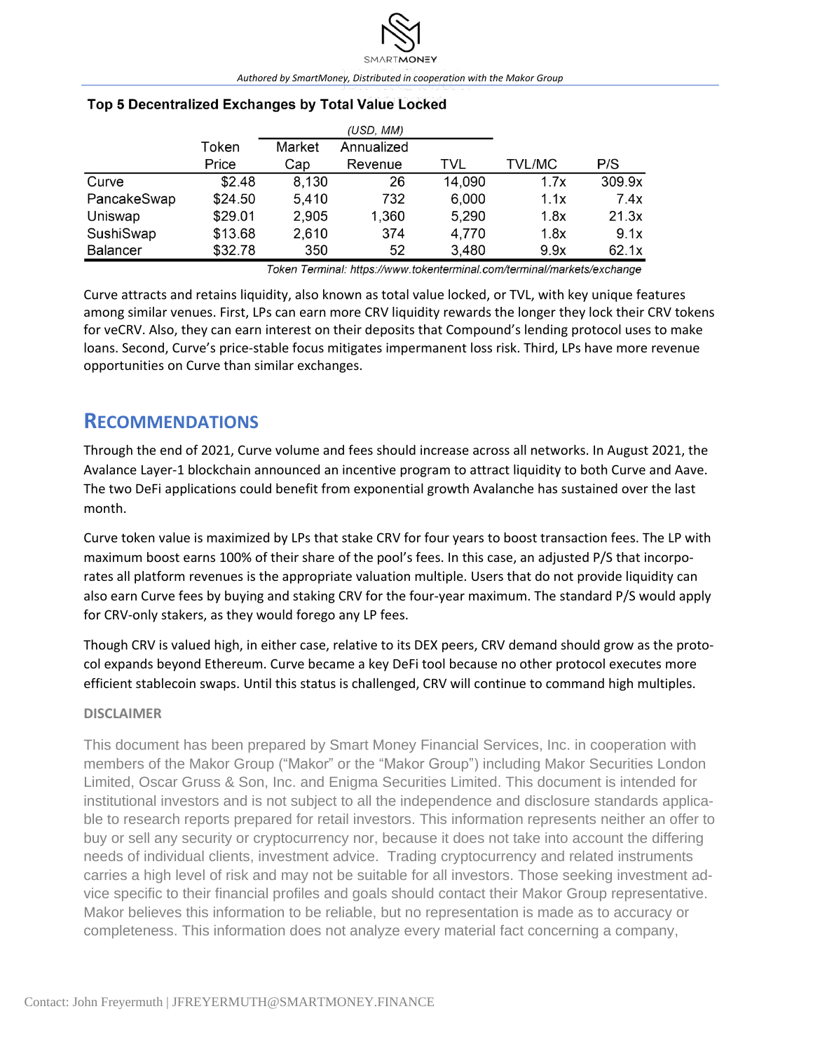**Top 5 Decentralized Exchanges by Total Value Locked**

| | Token | (USD, MM) | | | | |
|---|---|---|---|---|---|---|
| | Price | Market Cap | Annualized Revenue | TVL | TVL/MC | P/S |
| Curve | $2.48 | 8,130 | 26 | 14,090 | 1.7x | 309.9x |
| PancakeSwap | $24.50 | 5,410 | 732 | 6,000 | 1.1x | 7.4x |
| Uniswap | $29.01 | 2,905 | 1,360 | 5,290 | 1.8x | 21.3x |
| SushiSwap | $13.68 | 2,610 | 374 | 4,770 | 1.8x | 9.1x |
| Balancer | $32.78 | 350 | 52 | 3,480 | 9.9x | 62.1x |

*Token Terminal: https://www.tokenterminal.com/terminal/markets/exchange*

Curve attracts and retains liquidity, also known as total value locked, or TVL, with key unique features among similar venues. First, LPs can earn more CRV liquidity rewards the longer they lock their CRV tokens for veCRV. Also, they can earn interest on their deposits that Compound's lending protocol uses to make loans. Second, Curve's price-stable focus mitigates impermanent loss risk. Third, LPs have more revenue opportunities on Curve than similar exchanges.

## RECOMMENDATIONS

Through the end of 2021, Curve volume and fees should increase across all networks. In August 2021, the Avalance Layer-1 blockchain announced an incentive program to attract liquidity to both Curve and Aave. The two DeFi applications could benefit from exponential growth Avalanche has sustained over the last month.

Curve token value is maximized by LPs that stake CRV for four years to boost transaction fees. The LP with maximum boost earns 100% of their share of the pool's fees. In this case, an adjusted P/S that incorporates all platform revenues is the appropriate valuation multiple. Users that do not provide liquidity can also earn Curve fees by buying and staking CRV for the four-year maximum. The standard P/S would apply for CRV-only stakers, as they would forego any LP fees.

Though CRV is valued high, in either case, relative to its DEX peers, CRV demand should grow as the protocol expands beyond Ethereum. Curve became a key DeFi tool because no other protocol executes more efficient stablecoin swaps. Until this status is challenged, CRV will continue to command high multiples.

**DISCLAIMER**

This document has been prepared by Smart Money Financial Services, Inc. in cooperation with members of the Makor Group ("Makor" or the "Makor Group") including Makor Securities London Limited, Oscar Gruss & Son, Inc. and Enigma Securities Limited. This document is intended for institutional investors and is not subject to all the independence and disclosure standards applicable to research reports prepared for retail investors. This information represents neither an offer to buy or sell any security or cryptocurrency nor, because it does not take into account the differing needs of individual clients, investment advice. Trading cryptocurrency and related instruments carries a high level of risk and may not be suitable for all investors. Those seeking investment advice specific to their financial profiles and goals should contact their Makor Group representative. Makor believes this information to be reliable, but no representation is made as to accuracy or completeness. This information does not analyze every material fact concerning a company,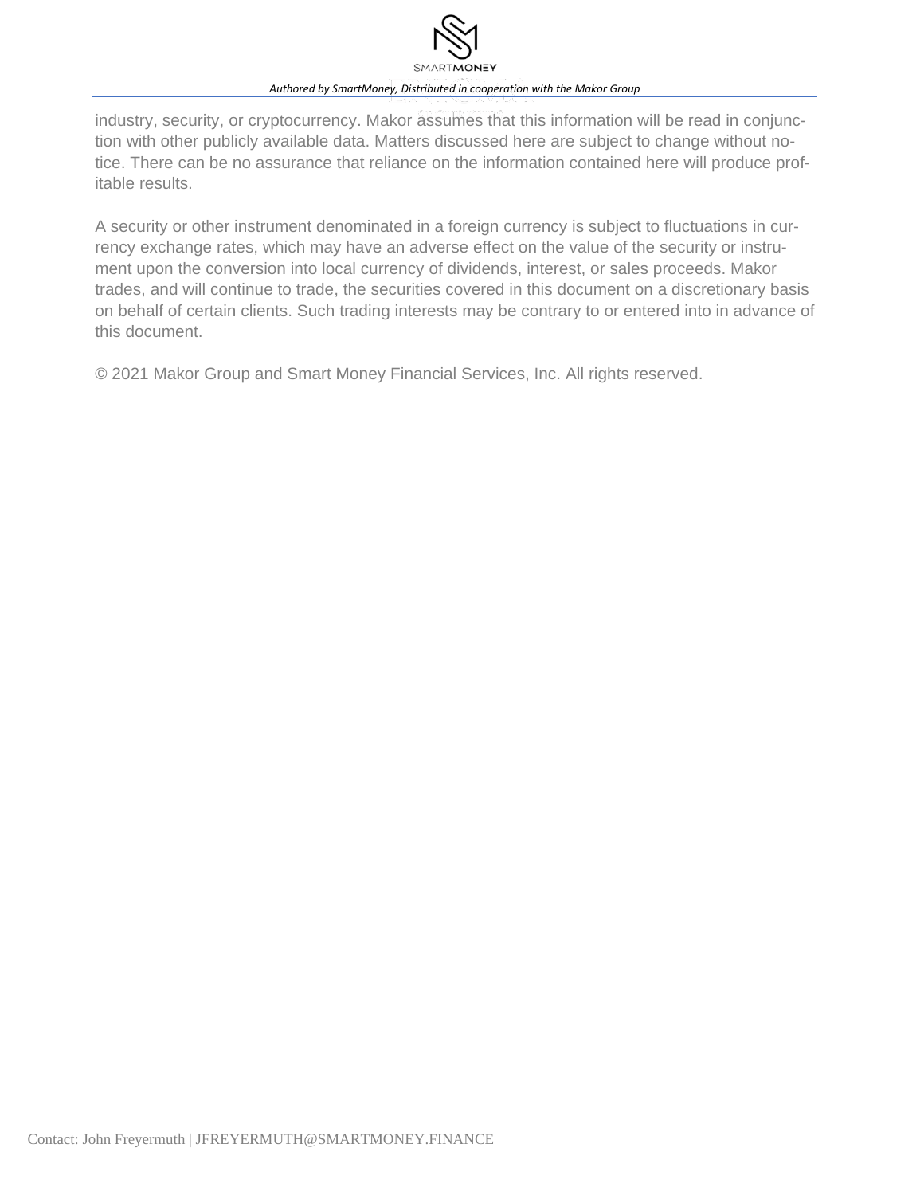industry, security, or cryptocurrency. Makor assumes that this information will be read in conjunction with other publicly available data. Matters discussed here are subject to change without notice. There can be no assurance that reliance on the information contained here will produce profitable results.

A security or other instrument denominated in a foreign currency is subject to fluctuations in currency exchange rates, which may have an adverse effect on the value of the security or instrument upon the conversion into local currency of dividends, interest, or sales proceeds. Makor trades, and will continue to trade, the securities covered in this document on a discretionary basis on behalf of certain clients. Such trading interests may be contrary to or entered into in advance of this document.

© 2021 Makor Group and Smart Money Financial Services, Inc. All rights reserved.